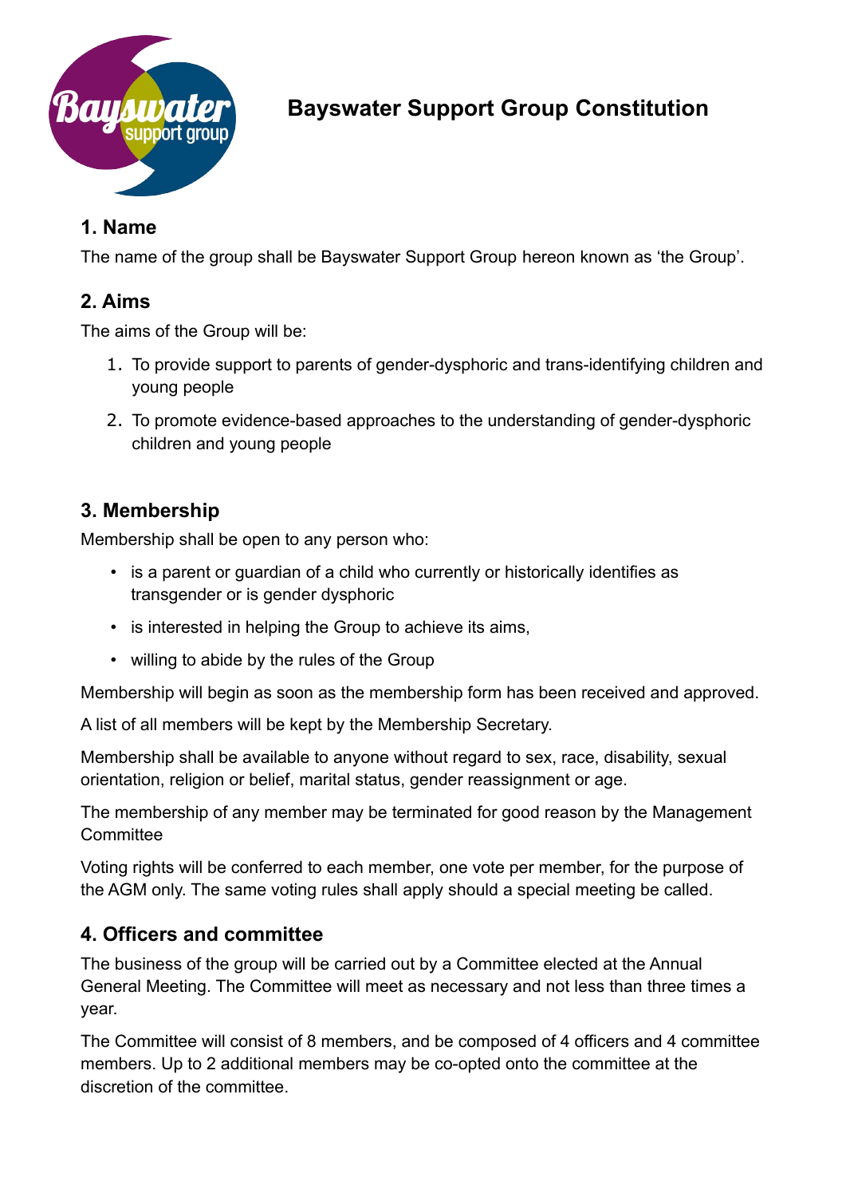# Bayswater Support Group Constitution

## 1. Name

The name of the group shall be Bayswater Support Group hereon known as 'the Group'.

## 2. Aims

The aims of the Group will be:

1. To provide support to parents of gender-dysphoric and trans-identifying children and young people
2. To promote evidence-based approaches to the understanding of gender-dysphoric children and young people

## 3. Membership

Membership shall be open to any person who:

- is a parent or guardian of a child who currently or historically identifies as transgender or is gender dysphoric
- is interested in helping the Group to achieve its aims,
- willing to abide by the rules of the Group

Membership will begin as soon as the membership form has been received and approved.

A list of all members will be kept by the Membership Secretary.

Membership shall be available to anyone without regard to sex, race, disability, sexual orientation, religion or belief, marital status, gender reassignment or age.

The membership of any member may be terminated for good reason by the Management Committee

Voting rights will be conferred to each member, one vote per member, for the purpose of the AGM only. The same voting rules shall apply should a special meeting be called.

## 4. Officers and committee

The business of the group will be carried out by a Committee elected at the Annual General Meeting. The Committee will meet as necessary and not less than three times a year.

The Committee will consist of 8 members, and be composed of 4 officers and 4 committee members. Up to 2 additional members may be co-opted onto the committee at the discretion of the committee.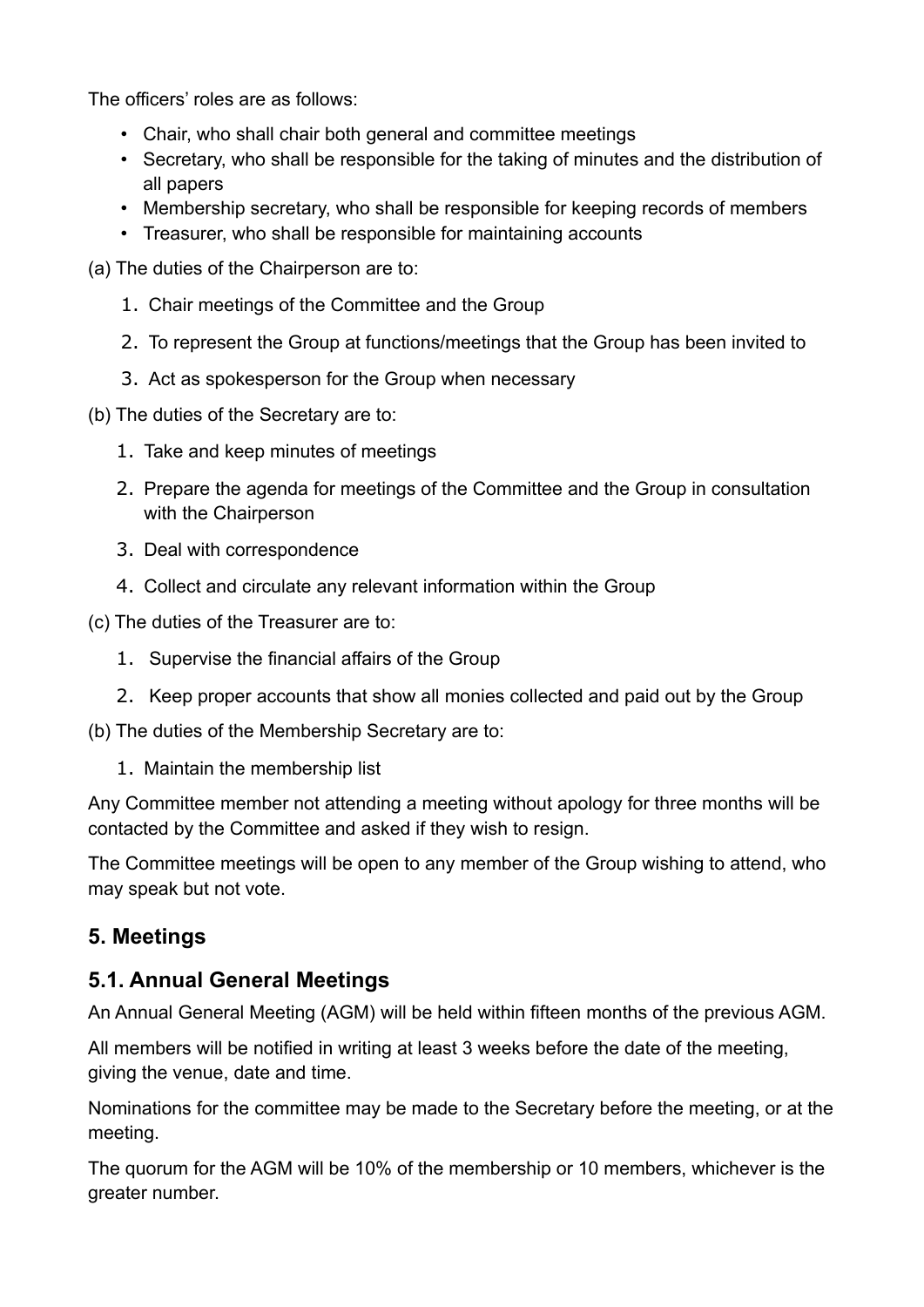The officers' roles are as follows:

- Chair, who shall chair both general and committee meetings
- Secretary, who shall be responsible for the taking of minutes and the distribution of all papers
- Membership secretary, who shall be responsible for keeping records of members
- Treasurer, who shall be responsible for maintaining accounts

(a) The duties of the Chairperson are to:

1. Chair meetings of the Committee and the Group
2. To represent the Group at functions/meetings that the Group has been invited to
3. Act as spokesperson for the Group when necessary

(b) The duties of the Secretary are to:

1. Take and keep minutes of meetings
2. Prepare the agenda for meetings of the Committee and the Group in consultation with the Chairperson
3. Deal with correspondence
4. Collect and circulate any relevant information within the Group

(c) The duties of the Treasurer are to:

1. Supervise the financial affairs of the Group
2. Keep proper accounts that show all monies collected and paid out by the Group

(b) The duties of the Membership Secretary are to:

1. Maintain the membership list

Any Committee member not attending a meeting without apology for three months will be contacted by the Committee and asked if they wish to resign.

The Committee meetings will be open to any member of the Group wishing to attend, who may speak but not vote.

## 5. Meetings

### 5.1. Annual General Meetings

An Annual General Meeting (AGM) will be held within fifteen months of the previous AGM.

All members will be notified in writing at least 3 weeks before the date of the meeting, giving the venue, date and time.

Nominations for the committee may be made to the Secretary before the meeting, or at the meeting.

The quorum for the AGM will be 10% of the membership or 10 members, whichever is the greater number.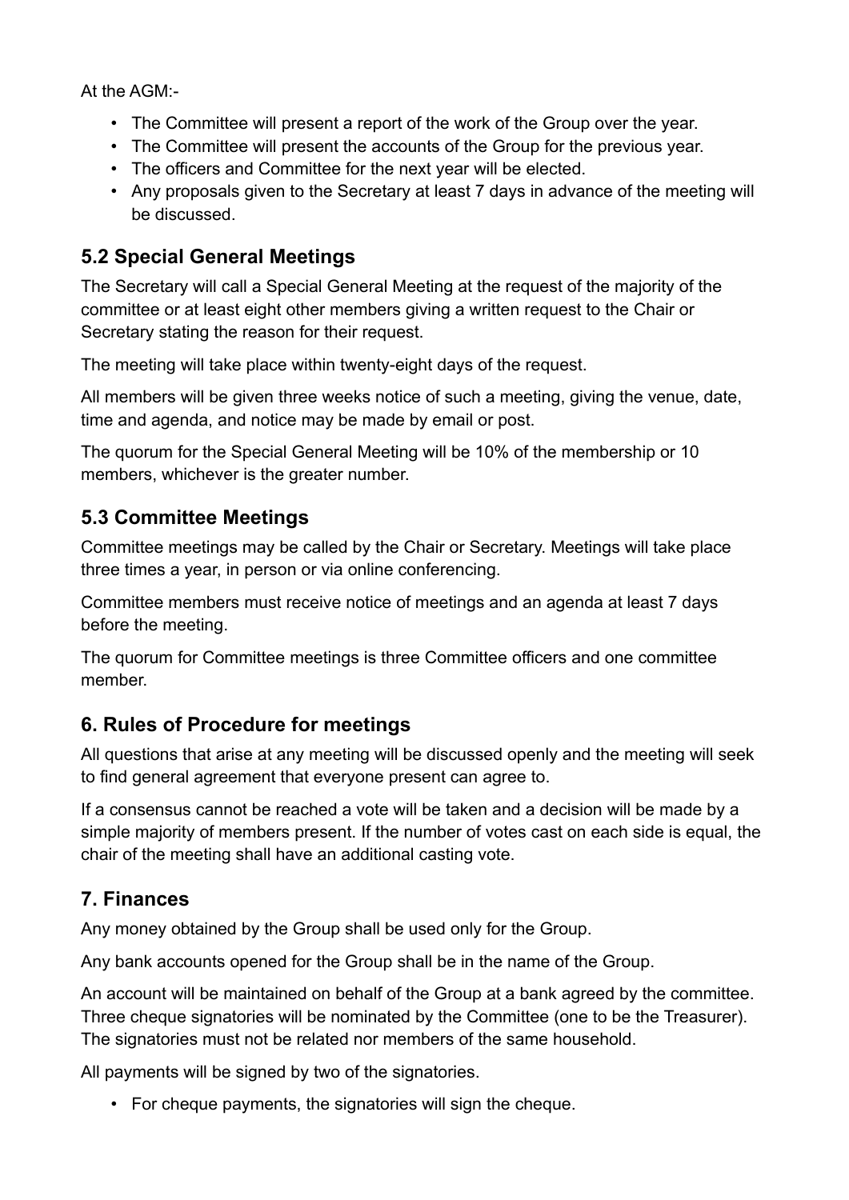At the AGM:-

- The Committee will present a report of the work of the Group over the year.
- The Committee will present the accounts of the Group for the previous year.
- The officers and Committee for the next year will be elected.
- Any proposals given to the Secretary at least 7 days in advance of the meeting will be discussed.

## 5.2 Special General Meetings

The Secretary will call a Special General Meeting at the request of the majority of the committee or at least eight other members giving a written request to the Chair or Secretary stating the reason for their request.

The meeting will take place within twenty-eight days of the request.

All members will be given three weeks notice of such a meeting, giving the venue, date, time and agenda, and notice may be made by email or post.

The quorum for the Special General Meeting will be 10% of the membership or 10 members, whichever is the greater number.

## 5.3 Committee Meetings

Committee meetings may be called by the Chair or Secretary. Meetings will take place three times a year, in person or via online conferencing.

Committee members must receive notice of meetings and an agenda at least 7 days before the meeting.

The quorum for Committee meetings is three Committee officers and one committee member.

## 6. Rules of Procedure for meetings

All questions that arise at any meeting will be discussed openly and the meeting will seek to find general agreement that everyone present can agree to.

If a consensus cannot be reached a vote will be taken and a decision will be made by a simple majority of members present. If the number of votes cast on each side is equal, the chair of the meeting shall have an additional casting vote.

## 7. Finances

Any money obtained by the Group shall be used only for the Group.

Any bank accounts opened for the Group shall be in the name of the Group.

An account will be maintained on behalf of the Group at a bank agreed by the committee. Three cheque signatories will be nominated by the Committee (one to be the Treasurer). The signatories must not be related nor members of the same household.

All payments will be signed by two of the signatories.

- For cheque payments, the signatories will sign the cheque.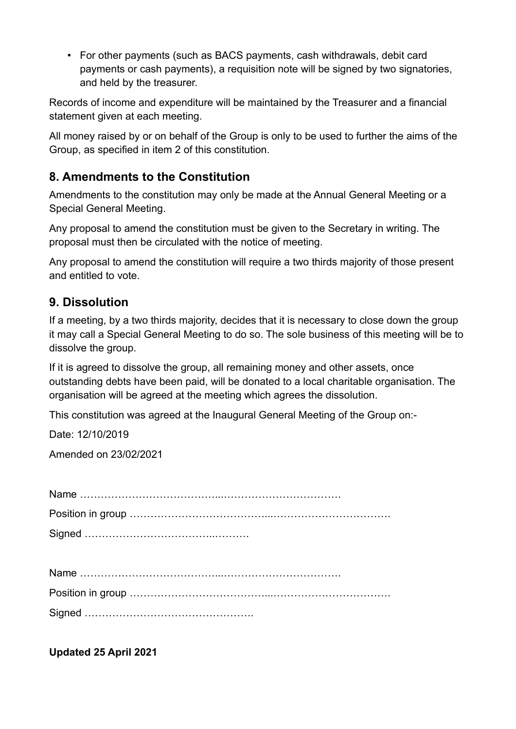- For other payments (such as BACS payments, cash withdrawals, debit card payments or cash payments), a requisition note will be signed by two signatories, and held by the treasurer.

Records of income and expenditure will be maintained by the Treasurer and a financial statement given at each meeting.

All money raised by or on behalf of the Group is only to be used to further the aims of the Group, as specified in item 2 of this constitution.

## 8. Amendments to the Constitution

Amendments to the constitution may only be made at the Annual General Meeting or a Special General Meeting.

Any proposal to amend the constitution must be given to the Secretary in writing. The proposal must then be circulated with the notice of meeting.

Any proposal to amend the constitution will require a two thirds majority of those present and entitled to vote.

## 9. Dissolution

If a meeting, by a two thirds majority, decides that it is necessary to close down the group it may call a Special General Meeting to do so. The sole business of this meeting will be to dissolve the group.

If it is agreed to dissolve the group, all remaining money and other assets, once outstanding debts have been paid, will be donated to a local charitable organisation. The organisation will be agreed at the meeting which agrees the dissolution.

This constitution was agreed at the Inaugural General Meeting of the Group on:-

Date: 12/10/2019

Amended on 23/02/2021

Name …………………………………...…………………………….

Position in group …………………………………...…………………………….

Signed ……………………………...……….

Name …………………………………...…………………………….

Position in group …………………………………...…………………………….

Signed ………………………………………….

**Updated 25 April 2021**